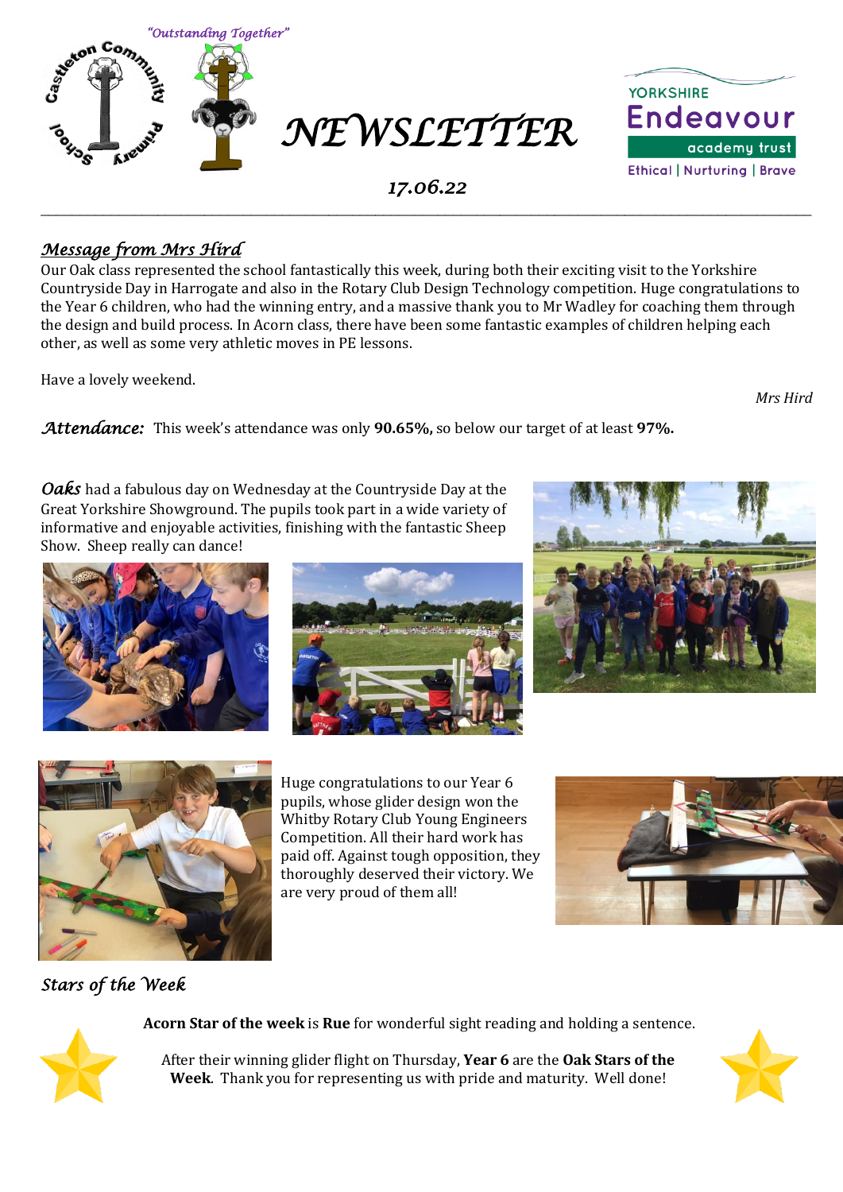"Outstanding Together"

Castleton Community Primary School

# NEWSLETTER

YORKSHIRE Endeavour academy trust
Ethical | Nurturing | Brave

*17.06.22*

---

## *Message from Mrs Hird*

Our Oak class represented the school fantastically this week, during both their exciting visit to the Yorkshire Countryside Day in Harrogate and also in the Rotary Club Design Technology competition. Huge congratulations to the Year 6 children, who had the winning entry, and a massive thank you to Mr Wadley for coaching them through the design and build process. In Acorn class, there have been some fantastic examples of children helping each other, as well as some very athletic moves in PE lessons.

Have a lovely weekend.

*Mrs Hird*

***Attendance:*** This week's attendance was only **90.65%,** so below our target of at least **97%.**

***Oaks*** had a fabulous day on Wednesday at the Countryside Day at the Great Yorkshire Showground. The pupils took part in a wide variety of informative and enjoyable activities, finishing with the fantastic Sheep Show. Sheep really can dance!

Huge congratulations to our Year 6 pupils, whose glider design won the Whitby Rotary Club Young Engineers Competition. All their hard work has paid off. Against tough opposition, they thoroughly deserved their victory. We are very proud of them all!

## *Stars of the Week*

**Acorn Star of the week** is **Rue** for wonderful sight reading and holding a sentence.

After their winning glider flight on Thursday, **Year 6** are the **Oak Stars of the Week**. Thank you for representing us with pride and maturity. Well done!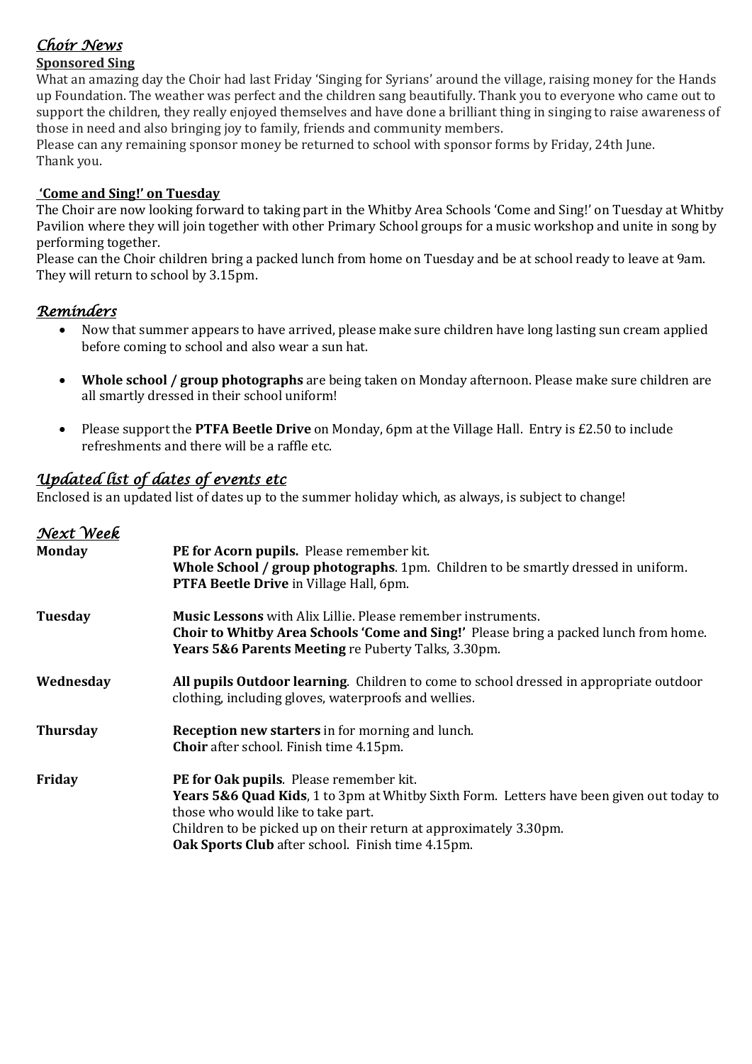## *Choir News*

**Sponsored Sing**

What an amazing day the Choir had last Friday 'Singing for Syrians' around the village, raising money for the Hands up Foundation. The weather was perfect and the children sang beautifully. Thank you to everyone who came out to support the children, they really enjoyed themselves and have done a brilliant thing in singing to raise awareness of those in need and also bringing joy to family, friends and community members.
Please can any remaining sponsor money be returned to school with sponsor forms by Friday, 24th June.
Thank you.

**'Come and Sing!' on Tuesday**

The Choir are now looking forward to taking part in the Whitby Area Schools 'Come and Sing!' on Tuesday at Whitby Pavilion where they will join together with other Primary School groups for a music workshop and unite in song by performing together.
Please can the Choir children bring a packed lunch from home on Tuesday and be at school ready to leave at 9am. They will return to school by 3.15pm.

## *Reminders*

- Now that summer appears to have arrived, please make sure children have long lasting sun cream applied before coming to school and also wear a sun hat.
- **Whole school / group photographs** are being taken on Monday afternoon. Please make sure children are all smartly dressed in their school uniform!
- Please support the **PTFA Beetle Drive** on Monday, 6pm at the Village Hall. Entry is £2.50 to include refreshments and there will be a raffle etc.

## *Updated list of dates of events etc*

Enclosed is an updated list of dates up to the summer holiday which, as always, is subject to change!

## *Next Week*

| | |
|---|---|
| **Monday** | **PE for Acorn pupils.** Please remember kit.<br>**Whole School / group photographs**. 1pm. Children to be smartly dressed in uniform.<br>**PTFA Beetle Drive** in Village Hall, 6pm. |
| **Tuesday** | **Music Lessons** with Alix Lillie. Please remember instruments.<br>**Choir to Whitby Area Schools 'Come and Sing!'** Please bring a packed lunch from home.<br>**Years 5&6 Parents Meeting** re Puberty Talks, 3.30pm. |
| **Wednesday** | **All pupils Outdoor learning**. Children to come to school dressed in appropriate outdoor clothing, including gloves, waterproofs and wellies. |
| **Thursday** | **Reception new starters** in for morning and lunch.<br>**Choir** after school. Finish time 4.15pm. |
| **Friday** | **PE for Oak pupils**. Please remember kit.<br>**Years 5&6 Quad Kids**, 1 to 3pm at Whitby Sixth Form. Letters have been given out today to those who would like to take part.<br>Children to be picked up on their return at approximately 3.30pm.<br>**Oak Sports Club** after school. Finish time 4.15pm. |